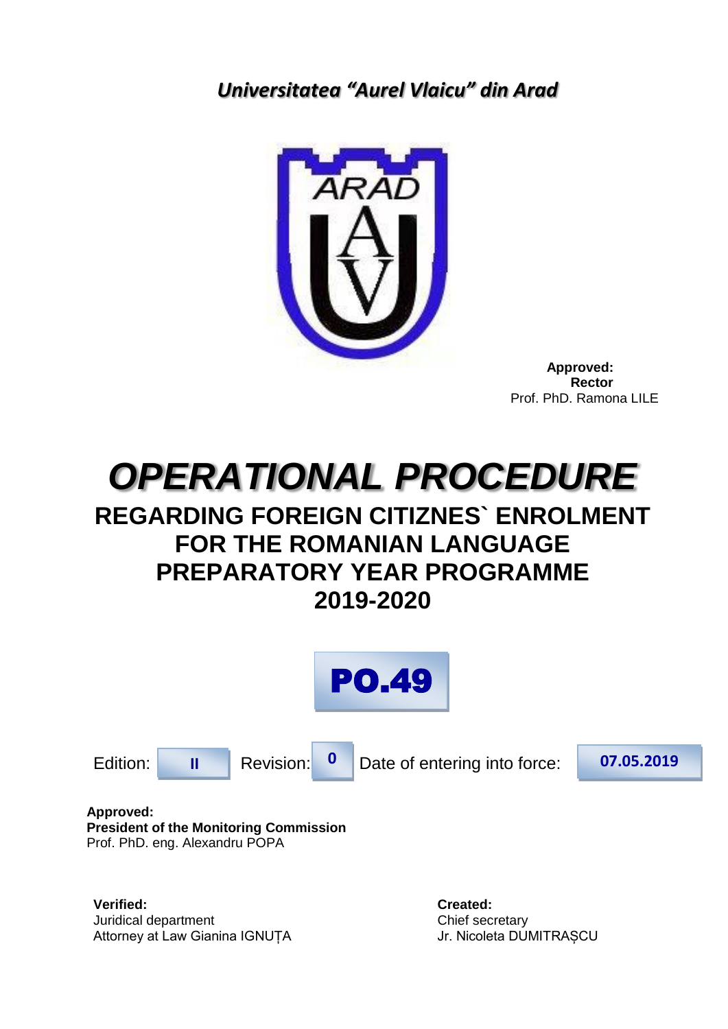*Universitatea "Aurel Vlaicu" din Arad*

**Approved:**
**Rector**
Prof. PhD. Ramona LILE

# *OPERATIONAL PROCEDURE*

## REGARDING FOREIGN CITIZNES` ENROLMENT FOR THE ROMANIAN LANGUAGE PREPARATORY YEAR PROGRAMME 2019-2020

## PO.49

| Edition: | II | Revision: | 0 | Date of entering into force: | 07.05.2019 |
|---|---|---|---|---|---|

**Approved:**
**President of the Monitoring Commission**
Prof. PhD. eng. Alexandru POPA

**Verified:**
Juridical department
Attorney at Law Gianina IGNUȚA

**Created:**
Chief secretary
Jr. Nicoleta DUMITRAȘCU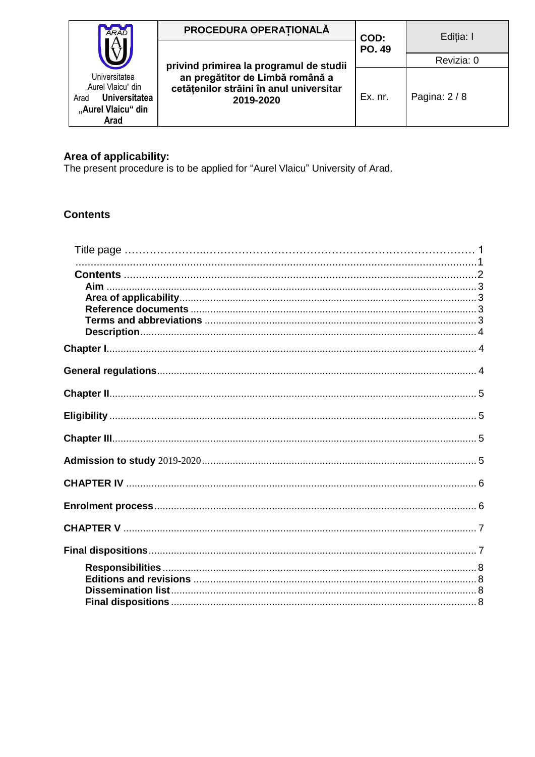## Area of applicability:

The present procedure is to be applied for "Aurel Vlaicu" University of Arad.

## Contents

Title page …………………..……………………………………………………………… 1
......................................................................................................................................1
**Contents** .....................................................................................................................2
**Aim** ..............................................................................................................................3
**Area of applicability**...................................................................................................3
**Reference documents** .................................................................................................3
**Terms and abbreviations** ...........................................................................................3
**Description**..................................................................................................................4
**Chapter I**.......................................................................................................................4
**General regulations**......................................................................................................4
**Chapter II**......................................................................................................................5
**Eligibility** ........................................................................................................................5
**Chapter III**......................................................................................................................5
**Admission to study** 2019-2020.......................................................................................5
**CHAPTER IV** ....................................................................................................................6
**Enrolment process**...........................................................................................................6
**CHAPTER V** .....................................................................................................................7
**Final dispositions**............................................................................................................7
**Responsibilities**..............................................................................................................8
**Editions and revisions** ...................................................................................................8
**Dissemination list**...........................................................................................................8
**Final dispositions** ...........................................................................................................8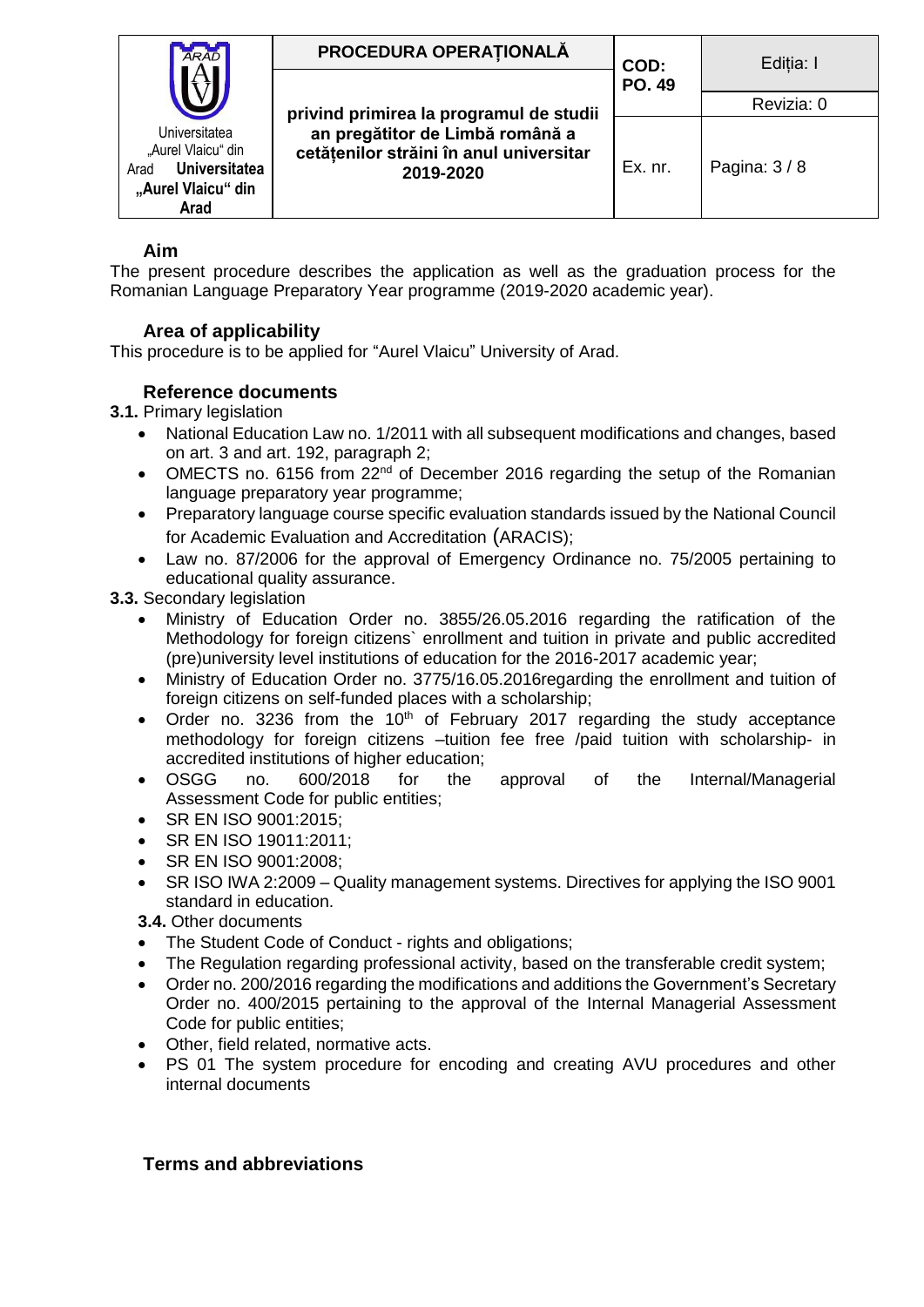## Aim

The present procedure describes the application as well as the graduation process for the Romanian Language Preparatory Year programme (2019-2020 academic year).

## Area of applicability

This procedure is to be applied for "Aurel Vlaicu" University of Arad.

## Reference documents

**3.1.** Primary legislation

- National Education Law no. 1/2011 with all subsequent modifications and changes, based on art. 3 and art. 192, paragraph 2;
- OMECTS no. 6156 from 22nd of December 2016 regarding the setup of the Romanian language preparatory year programme;
- Preparatory language course specific evaluation standards issued by the National Council for Academic Evaluation and Accreditation (ARACIS);
- Law no. 87/2006 for the approval of Emergency Ordinance no. 75/2005 pertaining to educational quality assurance.

**3.3.** Secondary legislation

- Ministry of Education Order no. 3855/26.05.2016 regarding the ratification of the Methodology for foreign citizens` enrollment and tuition in private and public accredited (pre)university level institutions of education for the 2016-2017 academic year;
- Ministry of Education Order no. 3775/16.05.2016regarding the enrollment and tuition of foreign citizens on self-funded places with a scholarship;
- Order no. 3236 from the 10th of February 2017 regarding the study acceptance methodology for foreign citizens –tuition fee free /paid tuition with scholarship- in accredited institutions of higher education;
- OSGG no. 600/2018 for the approval of the Internal/Managerial Assessment Code for public entities;
- SR EN ISO 9001:2015;
- SR EN ISO 19011:2011;
- SR EN ISO 9001:2008;
- SR ISO IWA 2:2009 – Quality management systems. Directives for applying the ISO 9001 standard in education.

**3.4.** Other documents

- The Student Code of Conduct - rights and obligations;
- The Regulation regarding professional activity, based on the transferable credit system;
- Order no. 200/2016 regarding the modifications and additions the Government's Secretary Order no. 400/2015 pertaining to the approval of the Internal Managerial Assessment Code for public entities;
- Other, field related, normative acts.
- PS 01 The system procedure for encoding and creating AVU procedures and other internal documents

## Terms and abbreviations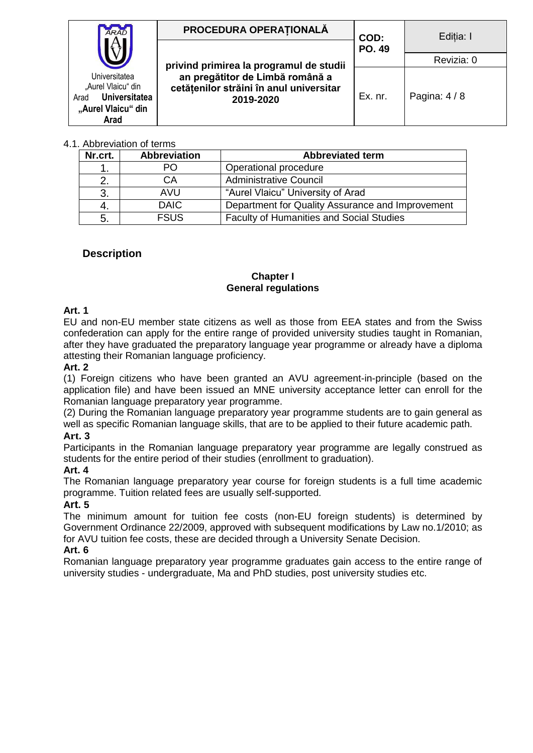4.1. Abbreviation of terms

| Nr.crt. | Abbreviation | Abbreviated term |
|---|---|---|
| 1. | PO | Operational procedure |
| 2. | CA | Administrative Council |
| 3. | AVU | "Aurel Vlaicu" University of Arad |
| 4. | DAIC | Department for Quality Assurance and Improvement |
| 5. | FSUS | Faculty of Humanities and Social Studies |

## Description

### Chapter I
### General regulations

**Art. 1**

EU and non-EU member state citizens as well as those from EEA states and from the Swiss confederation can apply for the entire range of provided university studies taught in Romanian, after they have graduated the preparatory language year programme or already have a diploma attesting their Romanian language proficiency.

**Art. 2**

(1) Foreign citizens who have been granted an AVU agreement-in-principle (based on the application file) and have been issued an MNE university acceptance letter can enroll for the Romanian language preparatory year programme.

(2) During the Romanian language preparatory year programme students are to gain general as well as specific Romanian language skills, that are to be applied to their future academic path.

**Art. 3**

Participants in the Romanian language preparatory year programme are legally construed as students for the entire period of their studies (enrollment to graduation).

**Art. 4**

The Romanian language preparatory year course for foreign students is a full time academic programme. Tuition related fees are usually self-supported.

**Art. 5**

The minimum amount for tuition fee costs (non-EU foreign students) is determined by Government Ordinance 22/2009, approved with subsequent modifications by Law no.1/2010; as for AVU tuition fee costs, these are decided through a University Senate Decision.

**Art. 6**

Romanian language preparatory year programme graduates gain access to the entire range of university studies - undergraduate, Ma and PhD studies, post university studies etc.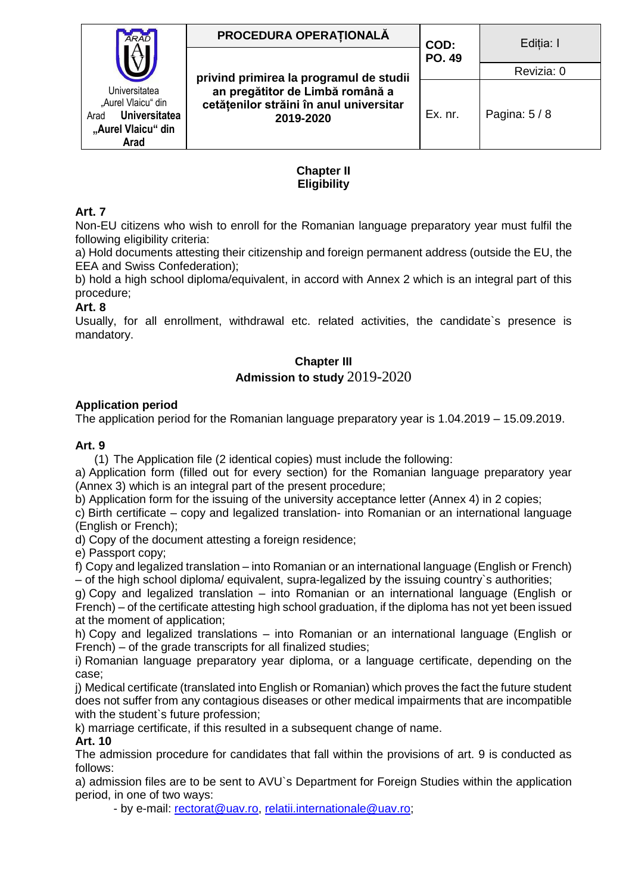## Chapter II
## Eligibility

**Art. 7**

Non-EU citizens who wish to enroll for the Romanian language preparatory year must fulfil the following eligibility criteria:

a) Hold documents attesting their citizenship and foreign permanent address (outside the EU, the EEA and Swiss Confederation);

b) hold a high school diploma/equivalent, in accord with Annex 2 which is an integral part of this procedure;

**Art. 8**

Usually, for all enrollment, withdrawal etc. related activities, the candidate`s presence is mandatory.

## Chapter III
## Admission to study 2019-2020

**Application period**

The application period for the Romanian language preparatory year is 1.04.2019 – 15.09.2019.

**Art. 9**

(1) The Application file (2 identical copies) must include the following:

a) Application form (filled out for every section) for the Romanian language preparatory year (Annex 3) which is an integral part of the present procedure;

b) Application form for the issuing of the university acceptance letter (Annex 4) in 2 copies;

c) Birth certificate – copy and legalized translation- into Romanian or an international language (English or French);

d) Copy of the document attesting a foreign residence;

e) Passport copy;

f) Copy and legalized translation – into Romanian or an international language (English or French) – of the high school diploma/ equivalent, supra-legalized by the issuing country`s authorities;

g) Copy and legalized translation – into Romanian or an international language (English or French) – of the certificate attesting high school graduation, if the diploma has not yet been issued at the moment of application;

h) Copy and legalized translations – into Romanian or an international language (English or French) – of the grade transcripts for all finalized studies;

i) Romanian language preparatory year diploma, or a language certificate, depending on the case;

j) Medical certificate (translated into English or Romanian) which proves the fact the future student does not suffer from any contagious diseases or other medical impairments that are incompatible with the student`s future profession;

k) marriage certificate, if this resulted in a subsequent change of name.

**Art. 10**

The admission procedure for candidates that fall within the provisions of art. 9 is conducted as follows:

a) admission files are to be sent to AVU`s Department for Foreign Studies within the application period, in one of two ways:

- by e-mail: rectorat@uav.ro, relatii.internationale@uav.ro;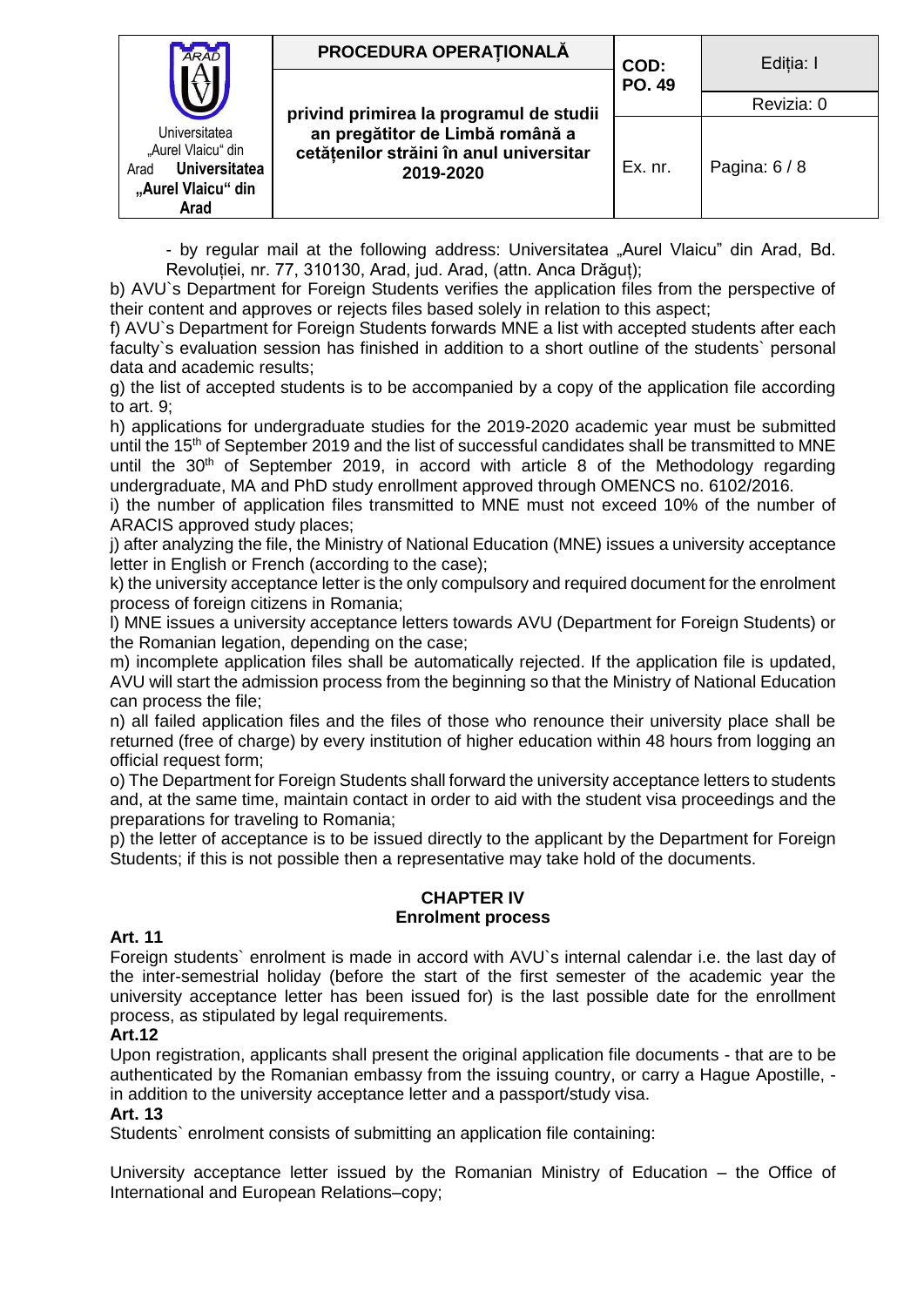- by regular mail at the following address: Universitatea „Aurel Vlaicu" din Arad, Bd. Revoluției, nr. 77, 310130, Arad, jud. Arad, (attn. Anca Drăguț);

b) AVU`s Department for Foreign Students verifies the application files from the perspective of their content and approves or rejects files based solely in relation to this aspect;

f) AVU`s Department for Foreign Students forwards MNE a list with accepted students after each faculty`s evaluation session has finished in addition to a short outline of the students` personal data and academic results;

g) the list of accepted students is to be accompanied by a copy of the application file according to art. 9;

h) applications for undergraduate studies for the 2019-2020 academic year must be submitted until the 15th of September 2019 and the list of successful candidates shall be transmitted to MNE until the 30th of September 2019, in accord with article 8 of the Methodology regarding undergraduate, MA and PhD study enrollment approved through OMENCS no. 6102/2016.

i) the number of application files transmitted to MNE must not exceed 10% of the number of ARACIS approved study places;

j) after analyzing the file, the Ministry of National Education (MNE) issues a university acceptance letter in English or French (according to the case);

k) the university acceptance letter is the only compulsory and required document for the enrolment process of foreign citizens in Romania;

l) MNE issues a university acceptance letters towards AVU (Department for Foreign Students) or the Romanian legation, depending on the case;

m) incomplete application files shall be automatically rejected. If the application file is updated, AVU will start the admission process from the beginning so that the Ministry of National Education can process the file;

n) all failed application files and the files of those who renounce their university place shall be returned (free of charge) by every institution of higher education within 48 hours from logging an official request form;

o) The Department for Foreign Students shall forward the university acceptance letters to students and, at the same time, maintain contact in order to aid with the student visa proceedings and the preparations for traveling to Romania;

p) the letter of acceptance is to be issued directly to the applicant by the Department for Foreign Students; if this is not possible then a representative may take hold of the documents.

## CHAPTER IV
## Enrolment process

**Art. 11**

Foreign students` enrolment is made in accord with AVU`s internal calendar i.e. the last day of the inter-semestrial holiday (before the start of the first semester of the academic year the university acceptance letter has been issued for) is the last possible date for the enrollment process, as stipulated by legal requirements.

**Art.12**

Upon registration, applicants shall present the original application file documents - that are to be authenticated by the Romanian embassy from the issuing country, or carry a Hague Apostille, - in addition to the university acceptance letter and a passport/study visa.

**Art. 13**

Students` enrolment consists of submitting an application file containing:

University acceptance letter issued by the Romanian Ministry of Education – the Office of International and European Relations–copy;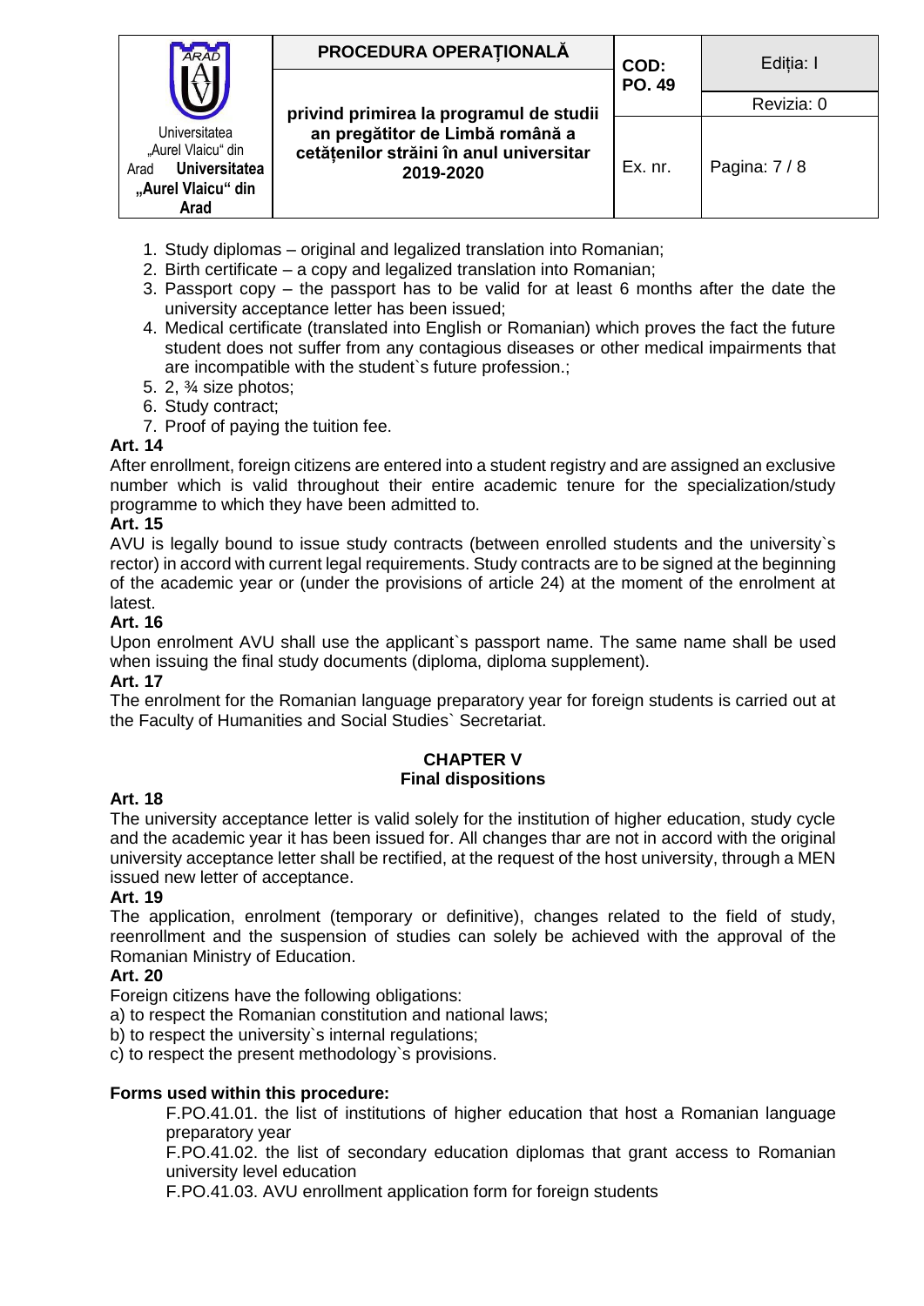1. Study diplomas – original and legalized translation into Romanian;
2. Birth certificate – a copy and legalized translation into Romanian;
3. Passport copy – the passport has to be valid for at least 6 months after the date the university acceptance letter has been issued;
4. Medical certificate (translated into English or Romanian) which proves the fact the future student does not suffer from any contagious diseases or other medical impairments that are incompatible with the student`s future profession.;
5. 2, ¾ size photos;
6. Study contract;
7. Proof of paying the tuition fee.

**Art. 14**

After enrollment, foreign citizens are entered into a student registry and are assigned an exclusive number which is valid throughout their entire academic tenure for the specialization/study programme to which they have been admitted to.

**Art. 15**

AVU is legally bound to issue study contracts (between enrolled students and the university`s rector) in accord with current legal requirements. Study contracts are to be signed at the beginning of the academic year or (under the provisions of article 24) at the moment of the enrolment at latest.

**Art. 16**

Upon enrolment AVU shall use the applicant`s passport name. The same name shall be used when issuing the final study documents (diploma, diploma supplement).

**Art. 17**

The enrolment for the Romanian language preparatory year for foreign students is carried out at the Faculty of Humanities and Social Studies` Secretariat.

## CHAPTER V
## Final dispositions

**Art. 18**

The university acceptance letter is valid solely for the institution of higher education, study cycle and the academic year it has been issued for. All changes thar are not in accord with the original university acceptance letter shall be rectified, at the request of the host university, through a MEN issued new letter of acceptance.

**Art. 19**

The application, enrolment (temporary or definitive), changes related to the field of study, reenrollment and the suspension of studies can solely be achieved with the approval of the Romanian Ministry of Education.

**Art. 20**

Foreign citizens have the following obligations:

a) to respect the Romanian constitution and national laws;

b) to respect the university`s internal regulations;

c) to respect the present methodology`s provisions.

**Forms used within this procedure:**

F.PO.41.01. the list of institutions of higher education that host a Romanian language preparatory year

F.PO.41.02. the list of secondary education diplomas that grant access to Romanian university level education

F.PO.41.03. AVU enrollment application form for foreign students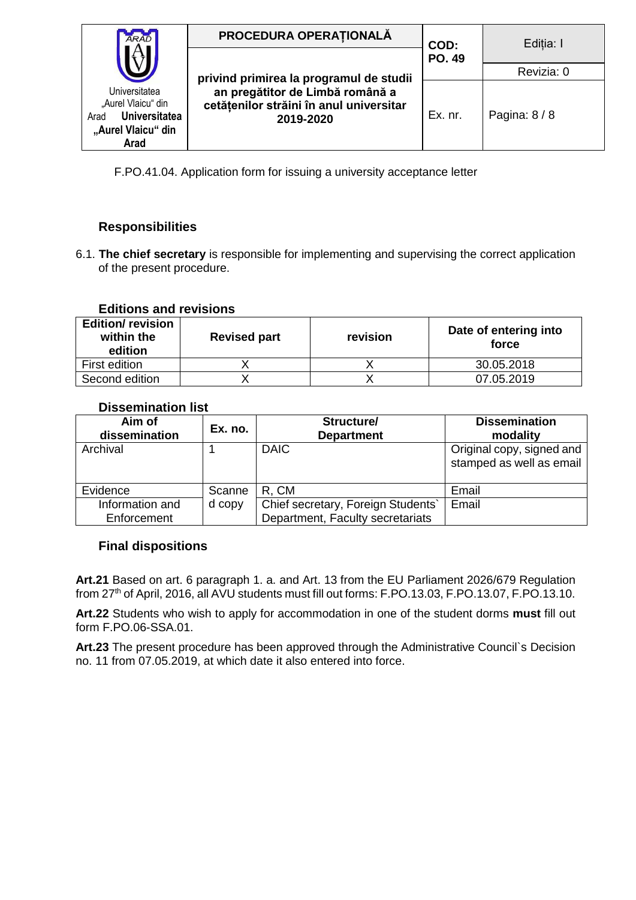F.PO.41.04. Application form for issuing a university acceptance letter

## Responsibilities

6.1. **The chief secretary** is responsible for implementing and supervising the correct application of the present procedure.

## Editions and revisions

| Edition/ revision within the edition | Revised part | revision | Date of entering into force |
|---|---|---|---|
| First edition | X | X | 30.05.2018 |
| Second edition | X | X | 07.05.2019 |

## Dissemination list

| Aim of dissemination | Ex. no. | Structure/ Department | Dissemination modality |
|---|---|---|---|
| Archival | 1 | DAIC | Original copy, signed and stamped as well as email |
| Evidence | Scanned copy | R, CM | Email |
| Information and Enforcement | | Chief secretary, Foreign Students` Department, Faculty secretariats | Email |

## Final dispositions

**Art.21** Based on art. 6 paragraph 1. a. and Art. 13 from the EU Parliament 2026/679 Regulation from 27th of April, 2016, all AVU students must fill out forms: F.PO.13.03, F.PO.13.07, F.PO.13.10.

**Art.22** Students who wish to apply for accommodation in one of the student dorms **must** fill out form F.PO.06-SSA.01.

**Art.23** The present procedure has been approved through the Administrative Council`s Decision no. 11 from 07.05.2019, at which date it also entered into force.